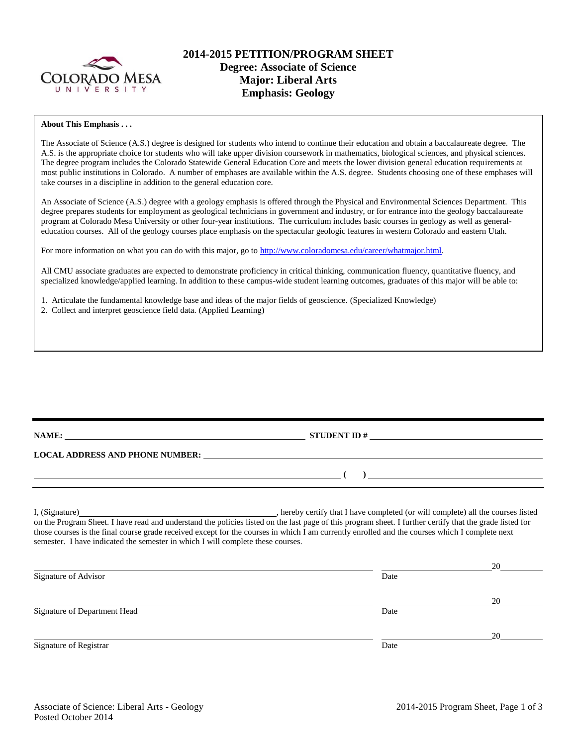# 2014-2015 PETITION/PROGRAM SHEET
## Degree: Associate of Science
## Major: Liberal Arts
## Emphasis: Geology

**About This Emphasis . . .**

The Associate of Science (A.S.) degree is designed for students who intend to continue their education and obtain a baccalaureate degree. The A.S. is the appropriate choice for students who will take upper division coursework in mathematics, biological sciences, and physical sciences. The degree program includes the Colorado Statewide General Education Core and meets the lower division general education requirements at most public institutions in Colorado. A number of emphases are available within the A.S. degree. Students choosing one of these emphases will take courses in a discipline in addition to the general education core.

An Associate of Science (A.S.) degree with a geology emphasis is offered through the Physical and Environmental Sciences Department. This degree prepares students for employment as geological technicians in government and industry, or for entrance into the geology baccalaureate program at Colorado Mesa University or other four-year institutions. The curriculum includes basic courses in geology as well as general-education courses. All of the geology courses place emphasis on the spectacular geologic features in western Colorado and eastern Utah.

For more information on what you can do with this major, go to http://www.coloradomesa.edu/career/whatmajor.html.

All CMU associate graduates are expected to demonstrate proficiency in critical thinking, communication fluency, quantitative fluency, and specialized knowledge/applied learning. In addition to these campus-wide student learning outcomes, graduates of this major will be able to:

1. Articulate the fundamental knowledge base and ideas of the major fields of geoscience. (Specialized Knowledge)
2. Collect and interpret geoscience field data. (Applied Learning)

---

**NAME:** ______________________ **STUDENT ID #** ______________________

**LOCAL ADDRESS AND PHONE NUMBER:** ______________________

______________________ **( )** ______________________

I, (Signature)______________________, hereby certify that I have completed (or will complete) all the courses listed on the Program Sheet. I have read and understand the policies listed on the last page of this program sheet. I further certify that the grade listed for those courses is the final course grade received except for the courses in which I am currently enrolled and the courses which I complete next semester. I have indicated the semester in which I will complete these courses.

______________________ Signature of Advisor ______________ Date 20____

______________________ Signature of Department Head ______________ Date 20____

______________________ Signature of Registrar ______________ Date 20____

Associate of Science: Liberal Arts - Geology
Posted October 2014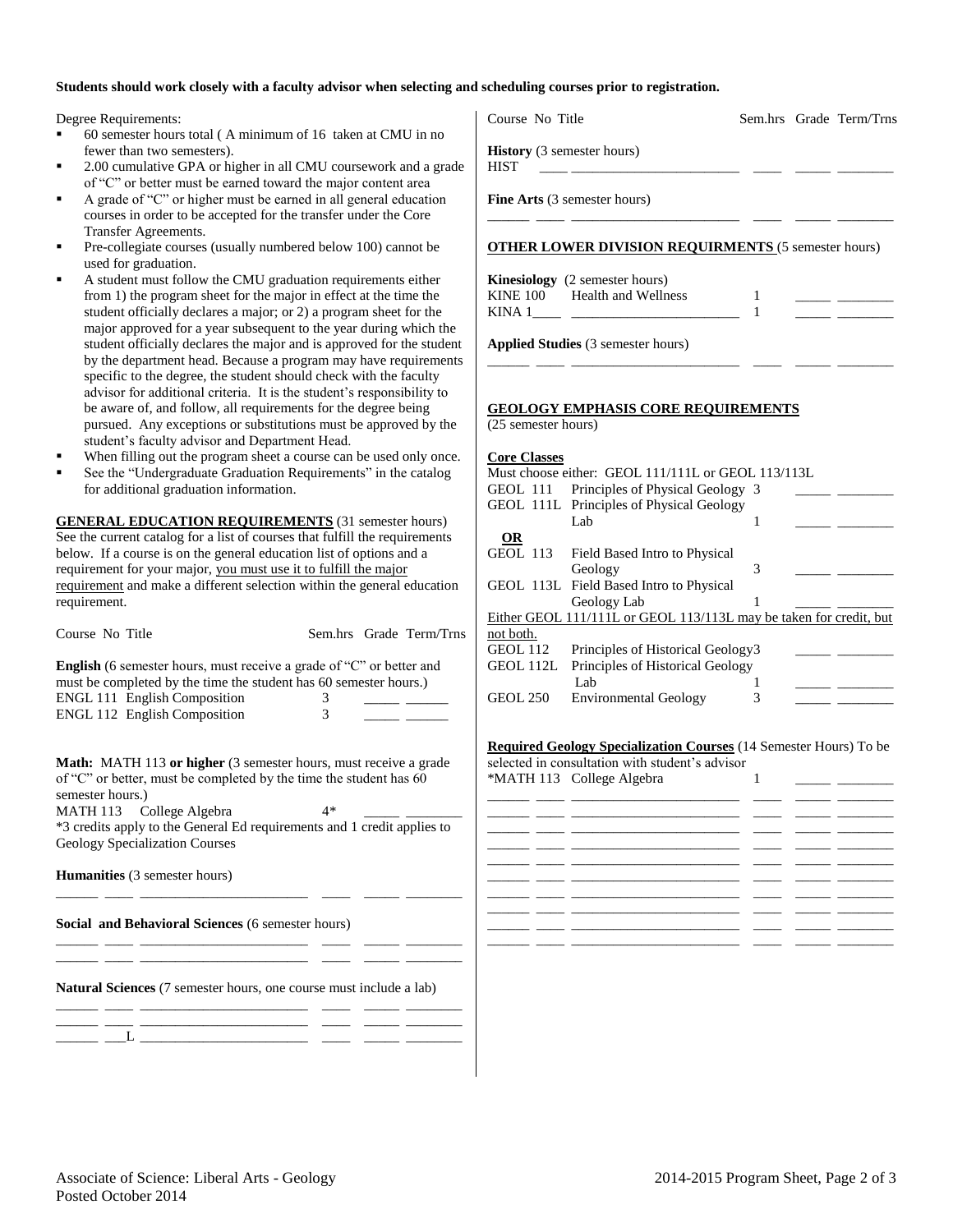**Students should work closely with a faculty advisor when selecting and scheduling courses prior to registration.**

Degree Requirements:

- 60 semester hours total ( A minimum of 16 taken at CMU in no fewer than two semesters).
- 2.00 cumulative GPA or higher in all CMU coursework and a grade of "C" or better must be earned toward the major content area
- A grade of "C" or higher must be earned in all general education courses in order to be accepted for the transfer under the Core Transfer Agreements.
- Pre-collegiate courses (usually numbered below 100) cannot be used for graduation.
- A student must follow the CMU graduation requirements either from 1) the program sheet for the major in effect at the time the student officially declares a major; or 2) a program sheet for the major approved for a year subsequent to the year during which the student officially declares the major and is approved for the student by the department head. Because a program may have requirements specific to the degree, the student should check with the faculty advisor for additional criteria. It is the student's responsibility to be aware of, and follow, all requirements for the degree being pursued. Any exceptions or substitutions must be approved by the student's faculty advisor and Department Head.
- When filling out the program sheet a course can be used only once.
- See the "Undergraduate Graduation Requirements" in the catalog for additional graduation information.

**GENERAL EDUCATION REQUIREMENTS** (31 semester hours) See the current catalog for a list of courses that fulfill the requirements below. If a course is on the general education list of options and a requirement for your major, you must use it to fulfill the major requirement and make a different selection within the general education requirement.

| Course No Title | Sem.hrs | Grade | Term/Trns |
|---|---|---|---|
| **English** (6 semester hours, must receive a grade of "C" or better and must be completed by the time the student has 60 semester hours.) | | | |
| ENGL 111 English Composition | 3 | _____ | ______ |
| ENGL 112 English Composition | 3 | _____ | ______ |
| **Math:** MATH 113 **or higher** (3 semester hours, must receive a grade of "C" or better, must be completed by the time the student has 60 semester hours.) | | | |
| MATH 113 College Algebra | 4* | _____ | ______ |
| *3 credits apply to the General Ed requirements and 1 credit applies to Geology Specialization Courses | | | |
| **Humanities** (3 semester hours) | | | |
| ______ ____ ______________________ | ____ | _____ | ______ |
| **Social and Behavioral Sciences** (6 semester hours) | | | |
| ______ ____ ______________________ | ____ | _____ | ______ |
| ______ ____ ______________________ | ____ | _____ | ______ |
| **Natural Sciences** (7 semester hours, one course must include a lab) | | | |
| ______ ____ ______________________ | ____ | _____ | ______ |
| ______ ____ ______________________ | ____ | _____ | ______ |
| ______ ___L ______________________ | ____ | _____ | ______ |

| Course No Title | Sem.hrs | Grade | Term/Trns |
|---|---|---|---|
| **History** (3 semester hours) | | | |
| HIST ____ ______________________ | ____ | _____ | ______ |
| **Fine Arts** (3 semester hours) | | | |
| ______ ____ ______________________ | ____ | _____ | ______ |

**OTHER LOWER DIVISION REQUIRMENTS** (5 semester hours)

| Course No Title | Sem.hrs | Grade | Term/Trns |
|---|---|---|---|
| **Kinesiology** (2 semester hours) | | | |
| KINE 100 Health and Wellness | 1 | _____ | ______ |
| KINA 1____ ______________________ | 1 | _____ | ______ |
| **Applied Studies** (3 semester hours) | | | |
| ______ ____ ______________________ | ____ | _____ | ______ |

**GEOLOGY EMPHASIS CORE REQUIREMENTS**
(25 semester hours)

**Core Classes**
Must choose either: GEOL 111/111L or GEOL 113/113L

| Course No Title | Sem.hrs | Grade | Term/Trns |
|---|---|---|---|
| GEOL 111 Principles of Physical Geology | 3 | _____ | ______ |
| GEOL 111L Principles of Physical Geology Lab | 1 | _____ | ______ |
| **OR** | | | |
| GEOL 113 Field Based Intro to Physical Geology | 3 | _____ | ______ |
| GEOL 113L Field Based Intro to Physical Geology Lab | 1 | _____ | ______ |
| Either GEOL 111/111L or GEOL 113/113L may be taken for credit, but not both. | | | |
| GEOL 112 Principles of Historical Geology | 3 | _____ | ______ |
| GEOL 112L Principles of Historical Geology Lab | 1 | _____ | ______ |
| GEOL 250 Environmental Geology | 3 | _____ | ______ |

**Required Geology Specialization Courses** (14 Semester Hours) To be selected in consultation with student's advisor

| Course No Title | Sem.hrs | Grade | Term/Trns |
|---|---|---|---|
| *MATH 113 College Algebra | 1 | _____ | ______ |
| ______ ____ ______________________ | ____ | _____ | ______ |
| ______ ____ ______________________ | ____ | _____ | ______ |
| ______ ____ ______________________ | ____ | _____ | ______ |
| ______ ____ ______________________ | ____ | _____ | ______ |
| ______ ____ ______________________ | ____ | _____ | ______ |
| ______ ____ ______________________ | ____ | _____ | ______ |
| ______ ____ ______________________ | ____ | _____ | ______ |
| ______ ____ ______________________ | ____ | _____ | ______ |
| ______ ____ ______________________ | ____ | _____ | ______ |
| ______ ____ ______________________ | ____ | _____ | ______ |

Associate of Science: Liberal Arts - Geology
Posted October 2014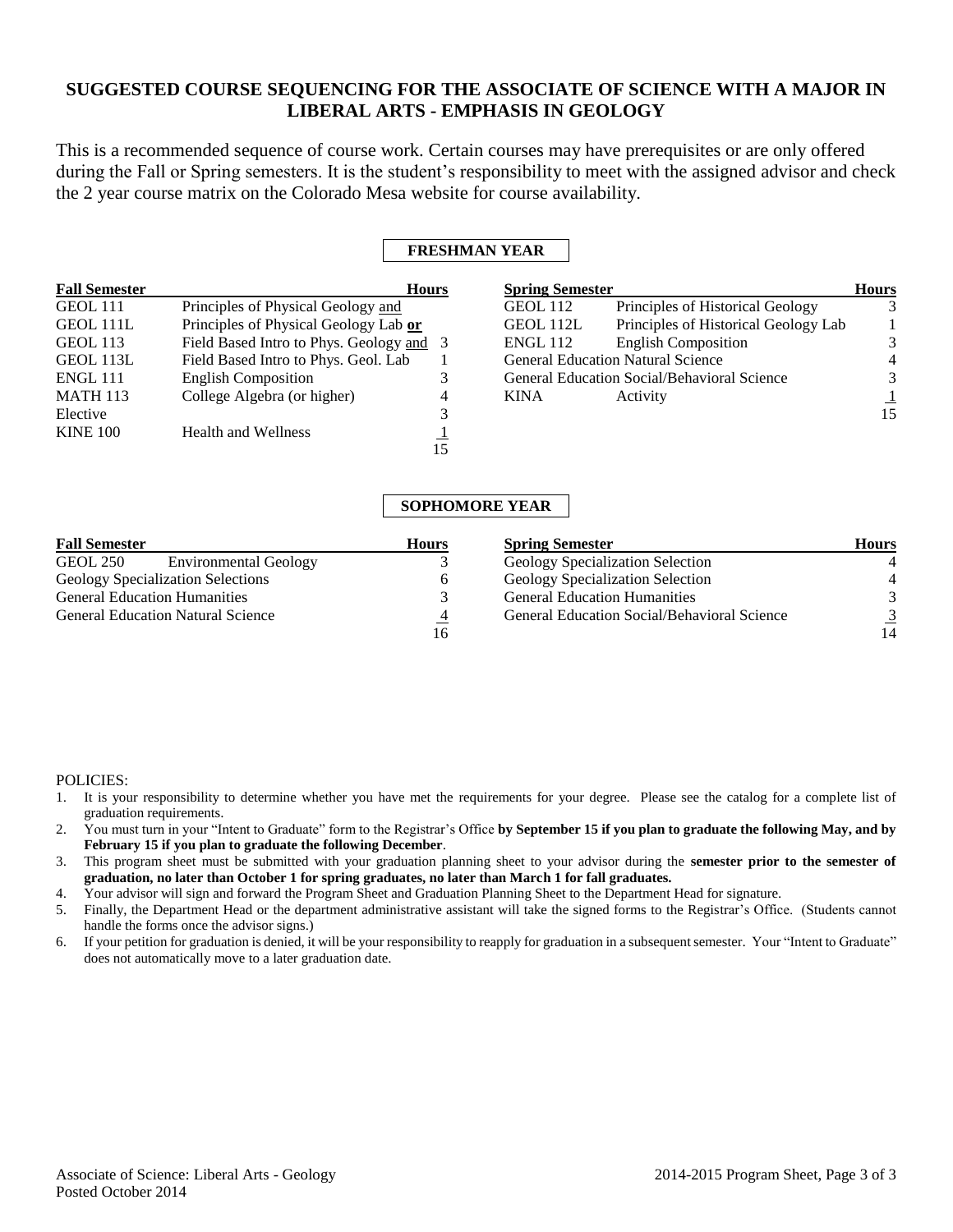## SUGGESTED COURSE SEQUENCING FOR THE ASSOCIATE OF SCIENCE WITH A MAJOR IN LIBERAL ARTS - EMPHASIS IN GEOLOGY

This is a recommended sequence of course work. Certain courses may have prerequisites or are only offered during the Fall or Spring semesters. It is the student's responsibility to meet with the assigned advisor and check the 2 year course matrix on the Colorado Mesa website for course availability.

### FRESHMAN YEAR

| Fall Semester | | Hours |
|---|---|---|
| GEOL 111 | Principles of Physical Geology and | |
| GEOL 111L | Principles of Physical Geology Lab **or** | |
| GEOL 113 | Field Based Intro to Phys. Geology and | 3 |
| GEOL 113L | Field Based Intro to Phys. Geol. Lab | 1 |
| ENGL 111 | English Composition | 3 |
| MATH 113 | College Algebra (or higher) | 4 |
| Elective | | 3 |
| KINE 100 | Health and Wellness | 1 |
| | | 15 |

| Spring Semester | | Hours |
|---|---|---|
| GEOL 112 | Principles of Historical Geology | 3 |
| GEOL 112L | Principles of Historical Geology Lab | 1 |
| ENGL 112 | English Composition | 3 |
| General Education Natural Science | | 4 |
| General Education Social/Behavioral Science | | 3 |
| KINA | Activity | 1 |
| | | 15 |

### SOPHOMORE YEAR

| Fall Semester | | Hours |
|---|---|---|
| GEOL 250 | Environmental Geology | 3 |
| Geology Specialization Selections | | 6 |
| General Education Humanities | | 3 |
| General Education Natural Science | | 4 |
| | | 16 |

| Spring Semester | Hours |
|---|---|
| Geology Specialization Selection | 4 |
| Geology Specialization Selection | 4 |
| General Education Humanities | 3 |
| General Education Social/Behavioral Science | 3 |
| | 14 |

POLICIES:

1. It is your responsibility to determine whether you have met the requirements for your degree. Please see the catalog for a complete list of graduation requirements.
2. You must turn in your "Intent to Graduate" form to the Registrar's Office **by September 15 if you plan to graduate the following May, and by February 15 if you plan to graduate the following December**.
3. This program sheet must be submitted with your graduation planning sheet to your advisor during the **semester prior to the semester of graduation, no later than October 1 for spring graduates, no later than March 1 for fall graduates.**
4. Your advisor will sign and forward the Program Sheet and Graduation Planning Sheet to the Department Head for signature.
5. Finally, the Department Head or the department administrative assistant will take the signed forms to the Registrar's Office. (Students cannot handle the forms once the advisor signs.)
6. If your petition for graduation is denied, it will be your responsibility to reapply for graduation in a subsequent semester. Your "Intent to Graduate" does not automatically move to a later graduation date.